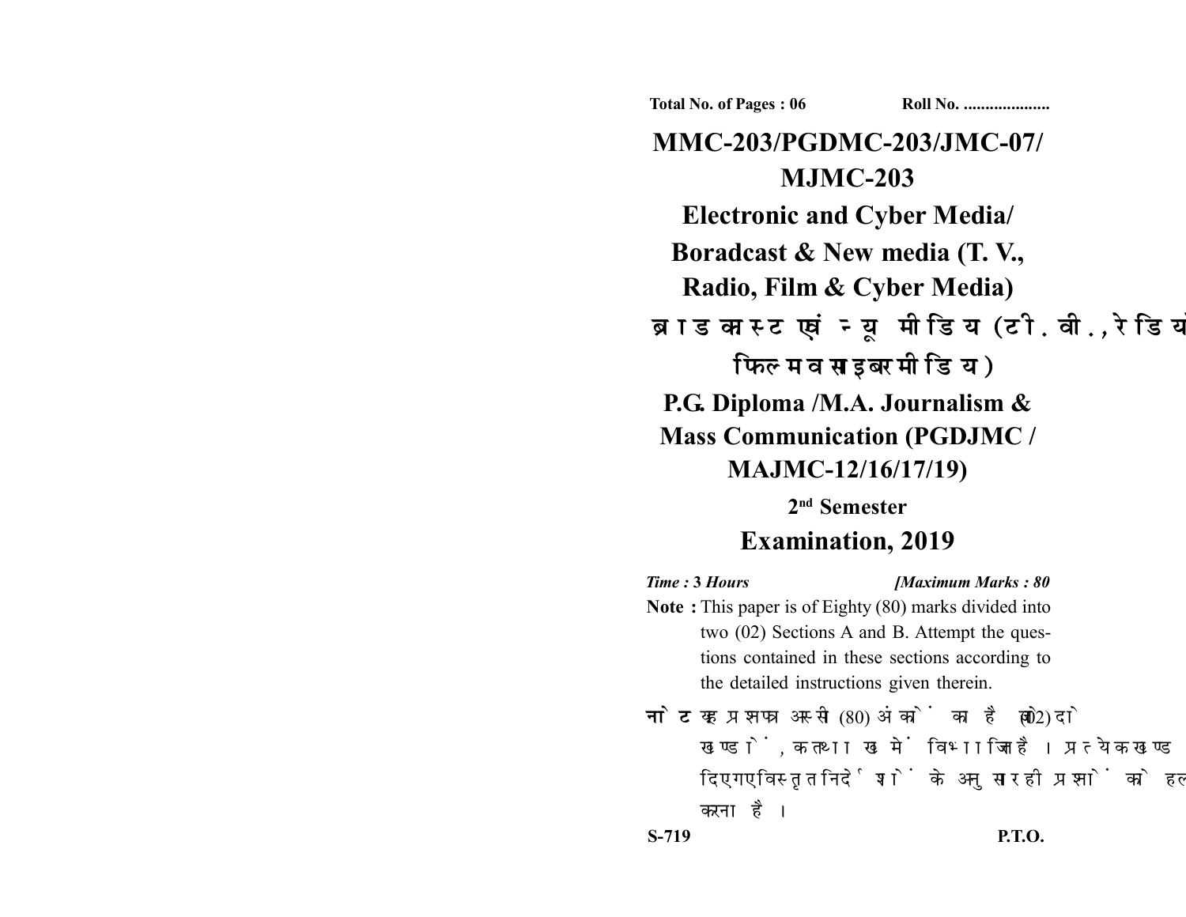Total No. of Pages : 06 Roll No. ....................

# MMC-203/PGDMC-203/JMC-07/ MJMC-203

## Electronic and Cyber Media/ Boradcast & New media (T. V., Radio, Film & Cyber Media)

## ब्राडकास्ट एवं न्यू मीडिया (टी.वी., रेडियो, फिल्म व साइबर मीडिया)

## P.G. Diploma /M.A. Journalism & Mass Communication (PGDJMC / MAJMC-12/16/17/19)

### 2nd Semester

### Examination, 2019

*Time :* **3** *Hours* **[***Maximum Marks :* **80**

**Note :** This paper is of Eighty (80) marks divided into two (02) Sections A and B. Attempt the questions contained in these sections according to the detailed instructions given therein.

**नोट :** यह प्रश्नपत्र अस्सी (80) अंकों का है जो दो (02) खण्डों, क तथा ख में विभाजित है। प्रत्येक खण्ड में दिए गए विस्तृत निर्देशों के अनुसार ही प्रश्नों को हल करना है।

S-719 P.T.O.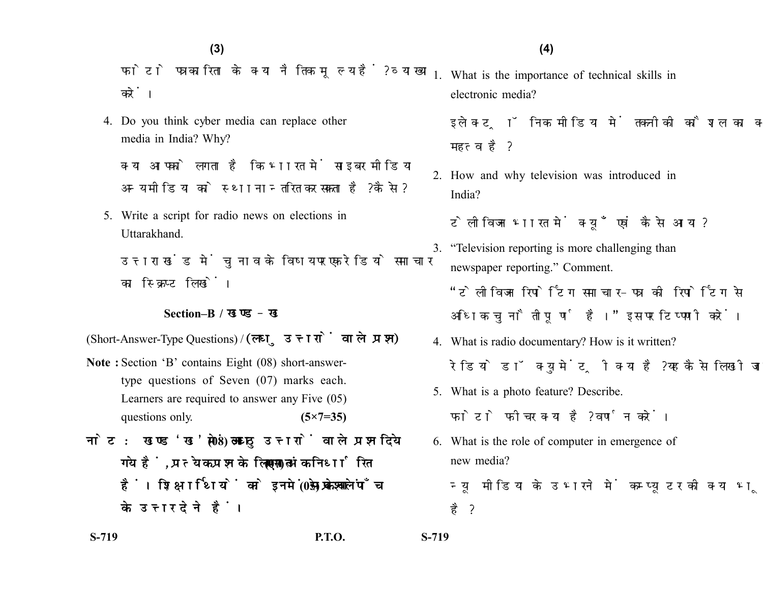फोटो पत्रकारिता के क्या नैतिक मूल्य हैं? व्याख्या करें।

4. Do you think cyber media can replace other media in India? Why?

   क्या आपको लगता है कि भारत में साइबर मीडिया अन्य मीडिया को स्थानान्तरित कर सकता है? कैसे?

5. Write a script for radio news on elections in Uttarakhand.

   उत्तराखंड में चुनाव के विषय पर एक रेडियो समाचार का स्क्रिप्ट लिखें।

## Section–B / खण्ड – ख

(Short-Answer-Type Questions) / **(लघु उत्तरों वाले प्रश्न)**

**Note :** Section 'B' contains Eight (08) short-answer-type questions of Seven (07) marks each. Learners are required to answer any Five (05) questions only. **(5×7=35)**

**नोट : खण्ड 'ख' में आठ (08) लघु उत्तरों वाले प्रश्न दिये गये हैं, प्रत्येक प्रश्न के लिए सात (07) अंक निर्धारित हैं। शिक्षार्थियों को इनमें से केवल पाँच (05) प्रश्नों के उत्तर देने हैं।**

1. What is the importance of technical skills in electronic media?

   इलेक्ट्रॉनिक मीडिया में तकनीकी कौशल का क्या महत्व है?

2. How and why television was introduced in India?

   टेलीविजन भारत में क्यूँ एवं कैसे आया?

3. "Television reporting is more challenging than newspaper reporting." Comment.

   "टेलीविजन रिपोर्टिंग समाचार-पत्र की रिपोर्टिंग से अधिक चुनौतीपूर्ण है।" इस पर टिप्पणी करें।

4. What is radio documentary? How is it written?

   रेडियो डॉक्युमेंट्री क्या है? यह कैसे लिखी जाती है?

5. What is a photo feature? Describe.

   फोटो फीचर क्या है? वर्णन करें।

6. What is the role of computer in emergence of new media?

   न्यू मीडिया के उभारने में कम्प्यूटर की क्या भूमिका है?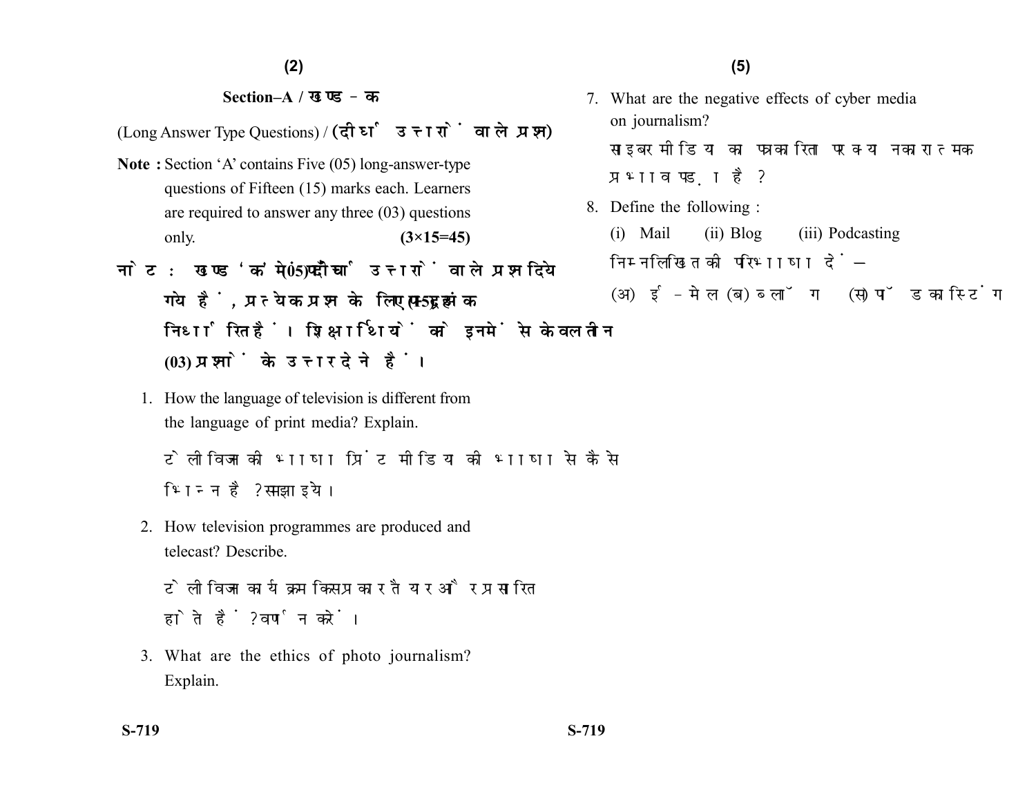## Section–A / खण्ड – क

(Long Answer Type Questions) / **(दीर्घ उत्तरों वाले प्रश्न)**

**Note :** Section 'A' contains Five (05) long-answer-type questions of Fifteen (15) marks each. Learners are required to answer any three (03) questions only. **(3×15=45)**

**नोट :** खण्ड 'क' में पाँच (05) दीर्घ उत्तरों वाले प्रश्न दिये गये हैं, प्रत्येक प्रश्न के लिए पन्द्रह (15) अंक निर्धारित हैं। शिक्षार्थियों को इनमें से केवल तीन (03) प्रश्नों के उत्तर देने हैं।

1. How the language of television is different from the language of print media? Explain.

   टेलीविजन की भाषा प्रिंट मीडिया की भाषा से कैसे भिन्न है? समझाइये।

2. How television programmes are produced and telecast? Describe.

   टेलीविजन कार्यक्रम किस प्रकार तैयार और प्रसारित होते हैं? वर्णन करें।

3. What are the ethics of photo journalism? Explain.

7. What are the negative effects of cyber media on journalism?

   साइबर मीडिया का पत्रकारिता पर क्या नकारात्मक प्रभाव पड़ा है?

8. Define the following :

   (i) Mail (ii) Blog (iii) Podcasting

   निम्नलिखित की परिभाषा दें—

   (अ) ई-मेल (ब) ब्लॉग (स) पॉडकास्टिंग